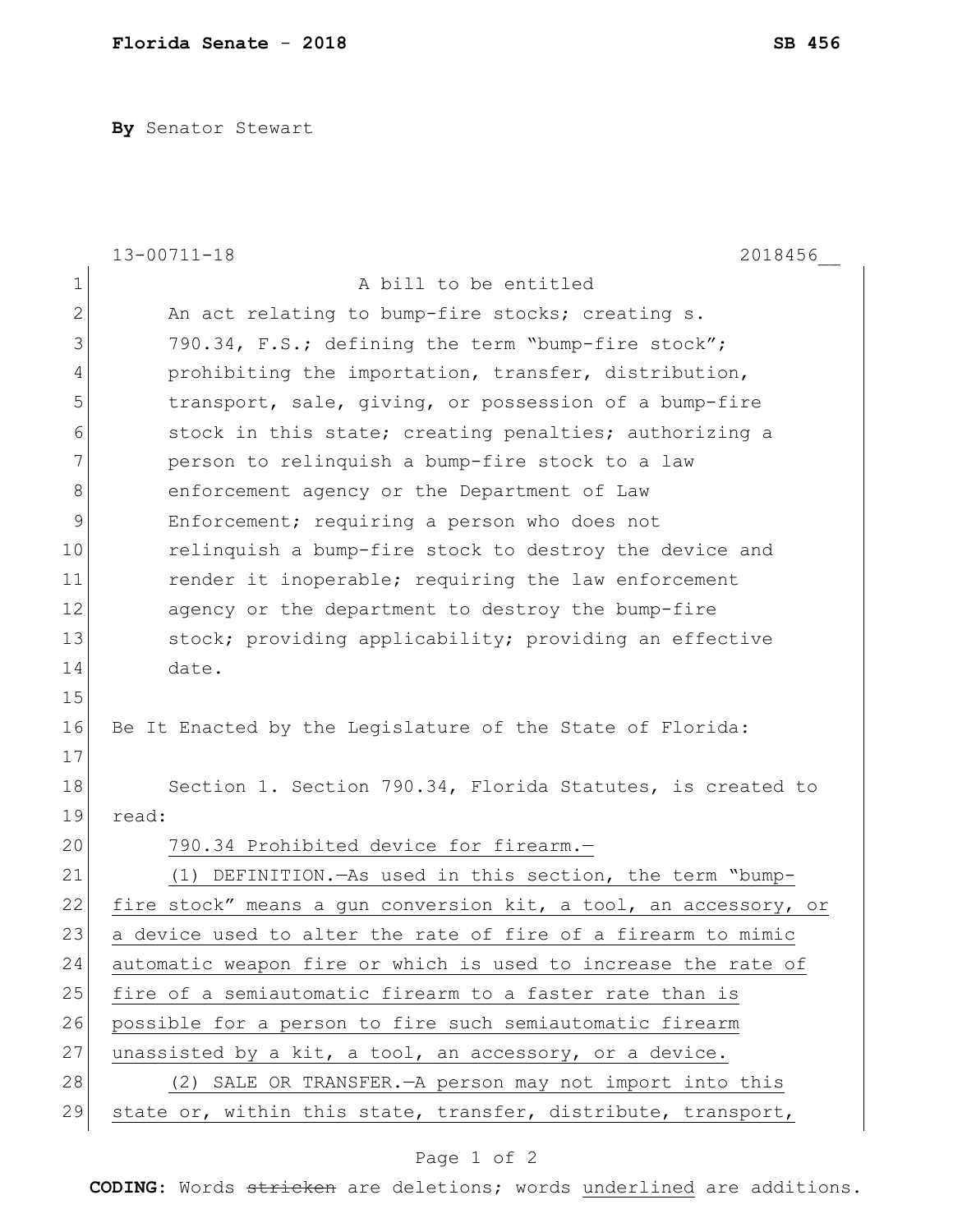**Florida Senate - 2018** **SB 456**

**By** Senator Stewart

13-00711-18 2018456__

A bill to be entitled

An act relating to bump-fire stocks; creating s. 790.34, F.S.; defining the term "bump-fire stock"; prohibiting the importation, transfer, distribution, transport, sale, giving, or possession of a bump-fire stock in this state; creating penalties; authorizing a person to relinquish a bump-fire stock to a law enforcement agency or the Department of Law Enforcement; requiring a person who does not relinquish a bump-fire stock to destroy the device and render it inoperable; requiring the law enforcement agency or the department to destroy the bump-fire stock; providing applicability; providing an effective date.

Be It Enacted by the Legislature of the State of Florida:

Section 1. Section 790.34, Florida Statutes, is created to read:

790.34 Prohibited device for firearm.—

(1) DEFINITION.—As used in this section, the term "bump-fire stock" means a gun conversion kit, a tool, an accessory, or a device used to alter the rate of fire of a firearm to mimic automatic weapon fire or which is used to increase the rate of fire of a semiautomatic firearm to a faster rate than is possible for a person to fire such semiautomatic firearm unassisted by a kit, a tool, an accessory, or a device.

(2) SALE OR TRANSFER.—A person may not import into this state or, within this state, transfer, distribute, transport,

**CODING:** Words ~~stricken~~ are deletions; words underlined are additions.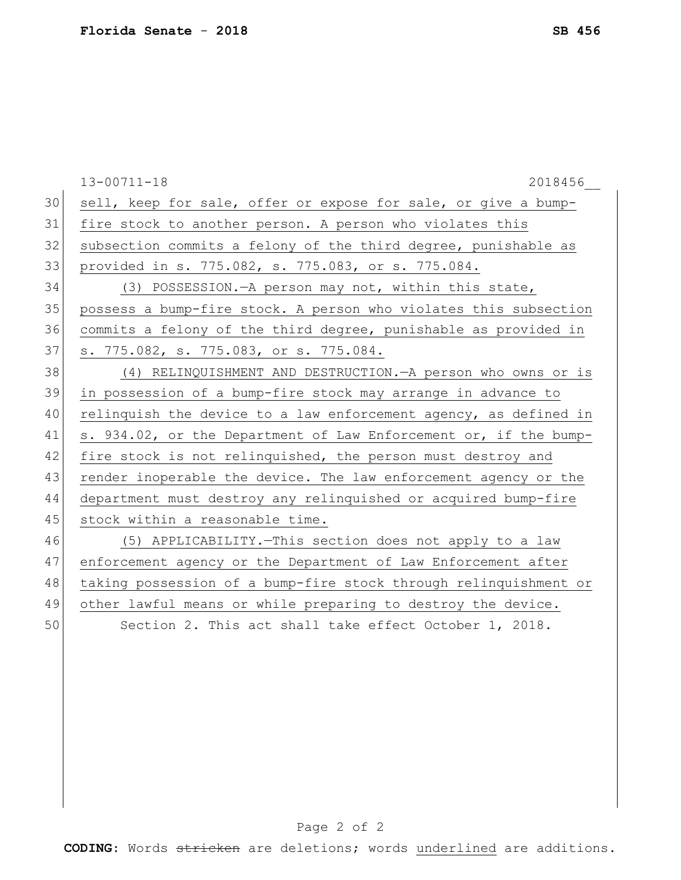sell, keep for sale, offer or expose for sale, or give a bump-fire stock to another person. A person who violates this subsection commits a felony of the third degree, punishable as provided in s. 775.082, s. 775.083, or s. 775.084.

(3) POSSESSION.—A person may not, within this state, possess a bump-fire stock. A person who violates this subsection commits a felony of the third degree, punishable as provided in s. 775.082, s. 775.083, or s. 775.084.

(4) RELINQUISHMENT AND DESTRUCTION.—A person who owns or is in possession of a bump-fire stock may arrange in advance to relinquish the device to a law enforcement agency, as defined in s. 934.02, or the Department of Law Enforcement or, if the bump-fire stock is not relinquished, the person must destroy and render inoperable the device. The law enforcement agency or the department must destroy any relinquished or acquired bump-fire stock within a reasonable time.

(5) APPLICABILITY.—This section does not apply to a law enforcement agency or the Department of Law Enforcement after taking possession of a bump-fire stock through relinquishment or other lawful means or while preparing to destroy the device.

Section 2. This act shall take effect October 1, 2018.